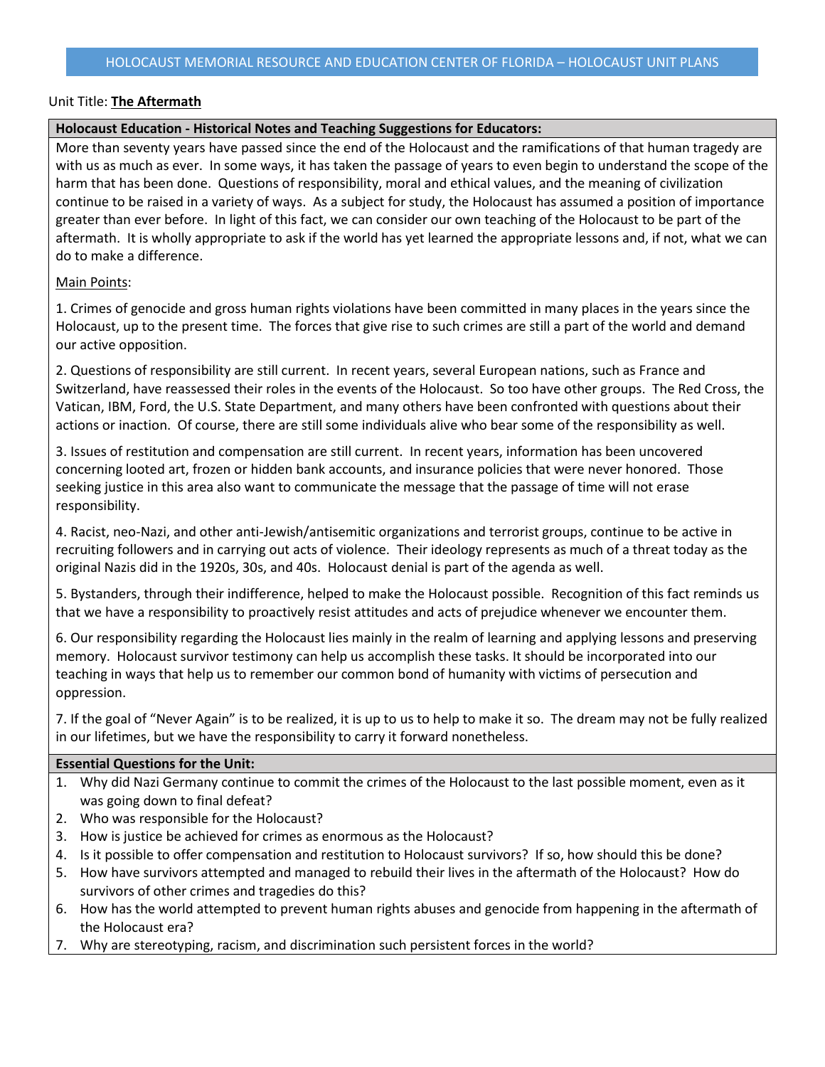HOLOCAUST MEMORIAL RESOURCE AND EDUCATION CENTER OF FLORIDA – HOLOCAUST UNIT PLANS

Unit Title: **The Aftermath**

**Holocaust Education - Historical Notes and Teaching Suggestions for Educators:**

More than seventy years have passed since the end of the Holocaust and the ramifications of that human tragedy are with us as much as ever. In some ways, it has taken the passage of years to even begin to understand the scope of the harm that has been done. Questions of responsibility, moral and ethical values, and the meaning of civilization continue to be raised in a variety of ways. As a subject for study, the Holocaust has assumed a position of importance greater than ever before. In light of this fact, we can consider our own teaching of the Holocaust to be part of the aftermath. It is wholly appropriate to ask if the world has yet learned the appropriate lessons and, if not, what we can do to make a difference.

Main Points:

1. Crimes of genocide and gross human rights violations have been committed in many places in the years since the Holocaust, up to the present time. The forces that give rise to such crimes are still a part of the world and demand our active opposition.

2. Questions of responsibility are still current. In recent years, several European nations, such as France and Switzerland, have reassessed their roles in the events of the Holocaust. So too have other groups. The Red Cross, the Vatican, IBM, Ford, the U.S. State Department, and many others have been confronted with questions about their actions or inaction. Of course, there are still some individuals alive who bear some of the responsibility as well.

3. Issues of restitution and compensation are still current. In recent years, information has been uncovered concerning looted art, frozen or hidden bank accounts, and insurance policies that were never honored. Those seeking justice in this area also want to communicate the message that the passage of time will not erase responsibility.

4. Racist, neo-Nazi, and other anti-Jewish/antisemitic organizations and terrorist groups, continue to be active in recruiting followers and in carrying out acts of violence. Their ideology represents as much of a threat today as the original Nazis did in the 1920s, 30s, and 40s. Holocaust denial is part of the agenda as well.

5. Bystanders, through their indifference, helped to make the Holocaust possible. Recognition of this fact reminds us that we have a responsibility to proactively resist attitudes and acts of prejudice whenever we encounter them.

6. Our responsibility regarding the Holocaust lies mainly in the realm of learning and applying lessons and preserving memory. Holocaust survivor testimony can help us accomplish these tasks. It should be incorporated into our teaching in ways that help us to remember our common bond of humanity with victims of persecution and oppression.

7. If the goal of "Never Again" is to be realized, it is up to us to help to make it so. The dream may not be fully realized in our lifetimes, but we have the responsibility to carry it forward nonetheless.

**Essential Questions for the Unit:**

1. Why did Nazi Germany continue to commit the crimes of the Holocaust to the last possible moment, even as it was going down to final defeat?
2. Who was responsible for the Holocaust?
3. How is justice be achieved for crimes as enormous as the Holocaust?
4. Is it possible to offer compensation and restitution to Holocaust survivors? If so, how should this be done?
5. How have survivors attempted and managed to rebuild their lives in the aftermath of the Holocaust? How do survivors of other crimes and tragedies do this?
6. How has the world attempted to prevent human rights abuses and genocide from happening in the aftermath of the Holocaust era?
7. Why are stereotyping, racism, and discrimination such persistent forces in the world?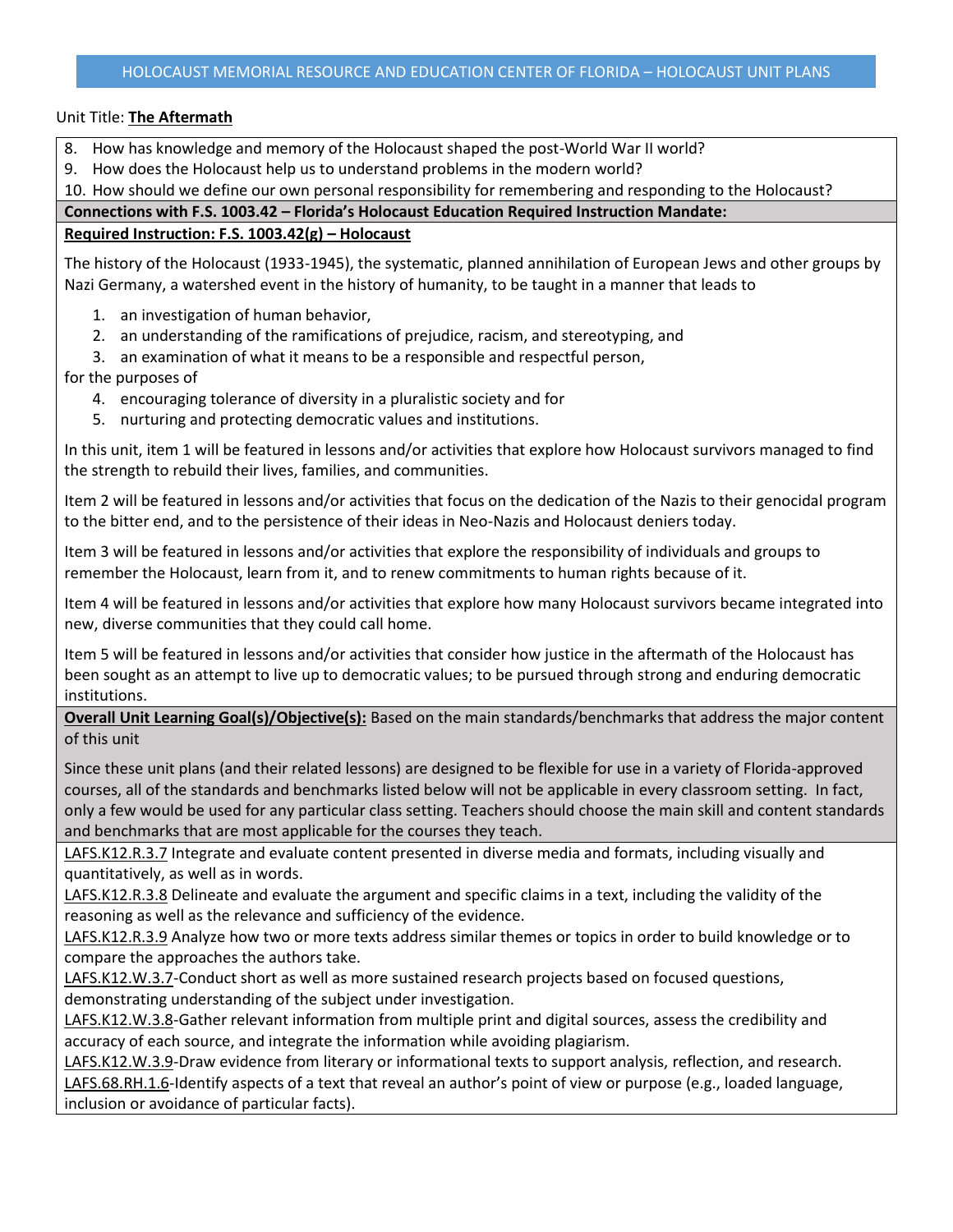Unit Title: **The Aftermath**

8. How has knowledge and memory of the Holocaust shaped the post-World War II world?
9. How does the Holocaust help us to understand problems in the modern world?
10. How should we define our own personal responsibility for remembering and responding to the Holocaust?

**Connections with F.S. 1003.42 – Florida's Holocaust Education Required Instruction Mandate:**

**Required Instruction: F.S. 1003.42(g) – Holocaust**

The history of the Holocaust (1933-1945), the systematic, planned annihilation of European Jews and other groups by Nazi Germany, a watershed event in the history of humanity, to be taught in a manner that leads to

1. an investigation of human behavior,
2. an understanding of the ramifications of prejudice, racism, and stereotyping, and
3. an examination of what it means to be a responsible and respectful person,

for the purposes of

4. encouraging tolerance of diversity in a pluralistic society and for
5. nurturing and protecting democratic values and institutions.

In this unit, item 1 will be featured in lessons and/or activities that explore how Holocaust survivors managed to find the strength to rebuild their lives, families, and communities.

Item 2 will be featured in lessons and/or activities that focus on the dedication of the Nazis to their genocidal program to the bitter end, and to the persistence of their ideas in Neo-Nazis and Holocaust deniers today.

Item 3 will be featured in lessons and/or activities that explore the responsibility of individuals and groups to remember the Holocaust, learn from it, and to renew commitments to human rights because of it.

Item 4 will be featured in lessons and/or activities that explore how many Holocaust survivors became integrated into new, diverse communities that they could call home.

Item 5 will be featured in lessons and/or activities that consider how justice in the aftermath of the Holocaust has been sought as an attempt to live up to democratic values; to be pursued through strong and enduring democratic institutions.

**Overall Unit Learning Goal(s)/Objective(s):** Based on the main standards/benchmarks that address the major content of this unit

Since these unit plans (and their related lessons) are designed to be flexible for use in a variety of Florida-approved courses, all of the standards and benchmarks listed below will not be applicable in every classroom setting. In fact, only a few would be used for any particular class setting. Teachers should choose the main skill and content standards and benchmarks that are most applicable for the courses they teach.

LAFS.K12.R.3.7 Integrate and evaluate content presented in diverse media and formats, including visually and quantitatively, as well as in words.

LAFS.K12.R.3.8 Delineate and evaluate the argument and specific claims in a text, including the validity of the reasoning as well as the relevance and sufficiency of the evidence.

LAFS.K12.R.3.9 Analyze how two or more texts address similar themes or topics in order to build knowledge or to compare the approaches the authors take.

LAFS.K12.W.3.7-Conduct short as well as more sustained research projects based on focused questions, demonstrating understanding of the subject under investigation.

LAFS.K12.W.3.8-Gather relevant information from multiple print and digital sources, assess the credibility and accuracy of each source, and integrate the information while avoiding plagiarism.

LAFS.K12.W.3.9-Draw evidence from literary or informational texts to support analysis, reflection, and research.

LAFS.68.RH.1.6-Identify aspects of a text that reveal an author's point of view or purpose (e.g., loaded language, inclusion or avoidance of particular facts).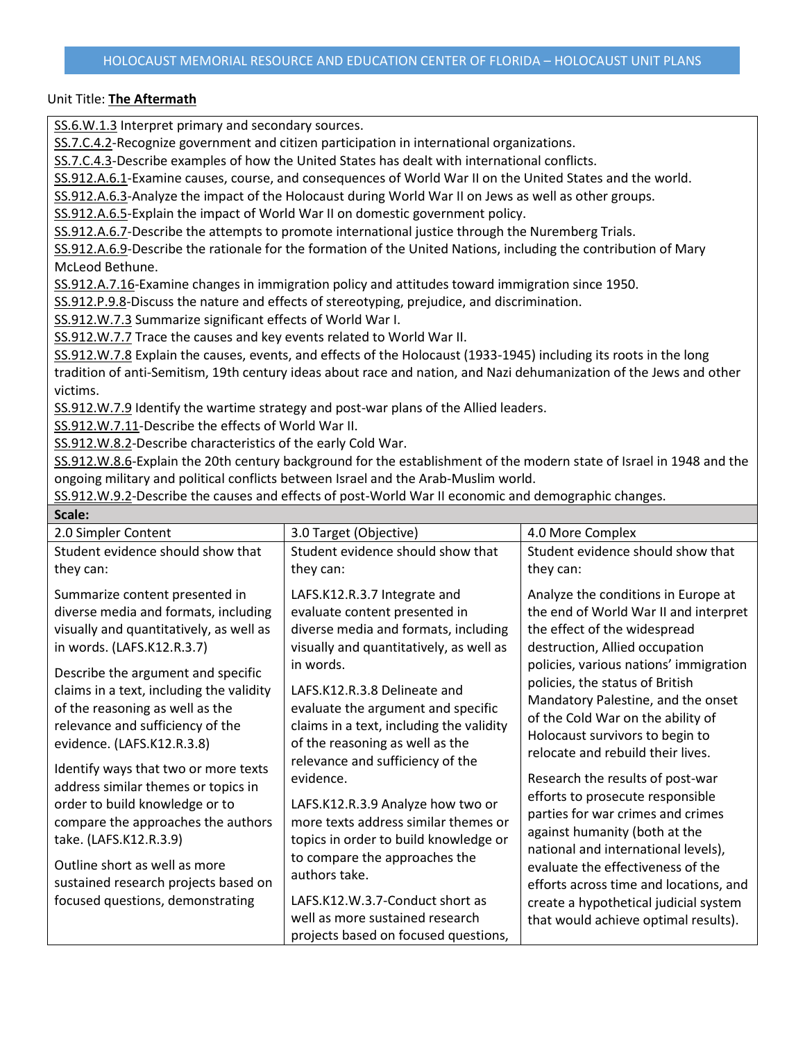Unit Title: **The Aftermath**

SS.6.W.1.3 Interpret primary and secondary sources.
SS.7.C.4.2-Recognize government and citizen participation in international organizations.
SS.7.C.4.3-Describe examples of how the United States has dealt with international conflicts.
SS.912.A.6.1-Examine causes, course, and consequences of World War II on the United States and the world.
SS.912.A.6.3-Analyze the impact of the Holocaust during World War II on Jews as well as other groups.
SS.912.A.6.5-Explain the impact of World War II on domestic government policy.
SS.912.A.6.7-Describe the attempts to promote international justice through the Nuremberg Trials.
SS.912.A.6.9-Describe the rationale for the formation of the United Nations, including the contribution of Mary McLeod Bethune.
SS.912.A.7.16-Examine changes in immigration policy and attitudes toward immigration since 1950.
SS.912.P.9.8-Discuss the nature and effects of stereotyping, prejudice, and discrimination.
SS.912.W.7.3 Summarize significant effects of World War I.
SS.912.W.7.7 Trace the causes and key events related to World War II.
SS.912.W.7.8 Explain the causes, events, and effects of the Holocaust (1933-1945) including its roots in the long tradition of anti-Semitism, 19th century ideas about race and nation, and Nazi dehumanization of the Jews and other victims.
SS.912.W.7.9 Identify the wartime strategy and post-war plans of the Allied leaders.
SS.912.W.7.11-Describe the effects of World War II.
SS.912.W.8.2-Describe characteristics of the early Cold War.
SS.912.W.8.6-Explain the 20th century background for the establishment of the modern state of Israel in 1948 and the ongoing military and political conflicts between Israel and the Arab-Muslim world.
SS.912.W.9.2-Describe the causes and effects of post-World War II economic and demographic changes.

**Scale:**

| 2.0 Simpler Content | 3.0 Target (Objective) | 4.0 More Complex |
|---|---|---|
| Student evidence should show that they can: | Student evidence should show that they can: | Student evidence should show that they can: |
| Summarize content presented in diverse media and formats, including visually and quantitatively, as well as in words. (LAFS.K12.R.3.7)<br><br>Describe the argument and specific claims in a text, including the validity of the reasoning as well as the relevance and sufficiency of the evidence. (LAFS.K12.R.3.8)<br><br>Identify ways that two or more texts address similar themes or topics in order to build knowledge or to compare the approaches the authors take. (LAFS.K12.R.3.9)<br><br>Outline short as well as more sustained research projects based on focused questions, demonstrating | LAFS.K12.R.3.7 Integrate and evaluate content presented in diverse media and formats, including visually and quantitatively, as well as in words.<br><br>LAFS.K12.R.3.8 Delineate and evaluate the argument and specific claims in a text, including the validity of the reasoning as well as the relevance and sufficiency of the evidence.<br><br>LAFS.K12.R.3.9 Analyze how two or more texts address similar themes or topics in order to build knowledge or to compare the approaches the authors take.<br><br>LAFS.K12.W.3.7-Conduct short as well as more sustained research projects based on focused questions, | Analyze the conditions in Europe at the end of World War II and interpret the effect of the widespread destruction, Allied occupation policies, various nations' immigration policies, the status of British Mandatory Palestine, and the onset of the Cold War on the ability of Holocaust survivors to begin to relocate and rebuild their lives.<br><br>Research the results of post-war efforts to prosecute responsible parties for war crimes and crimes against humanity (both at the national and international levels), evaluate the effectiveness of the efforts across time and locations, and create a hypothetical judicial system that would achieve optimal results). |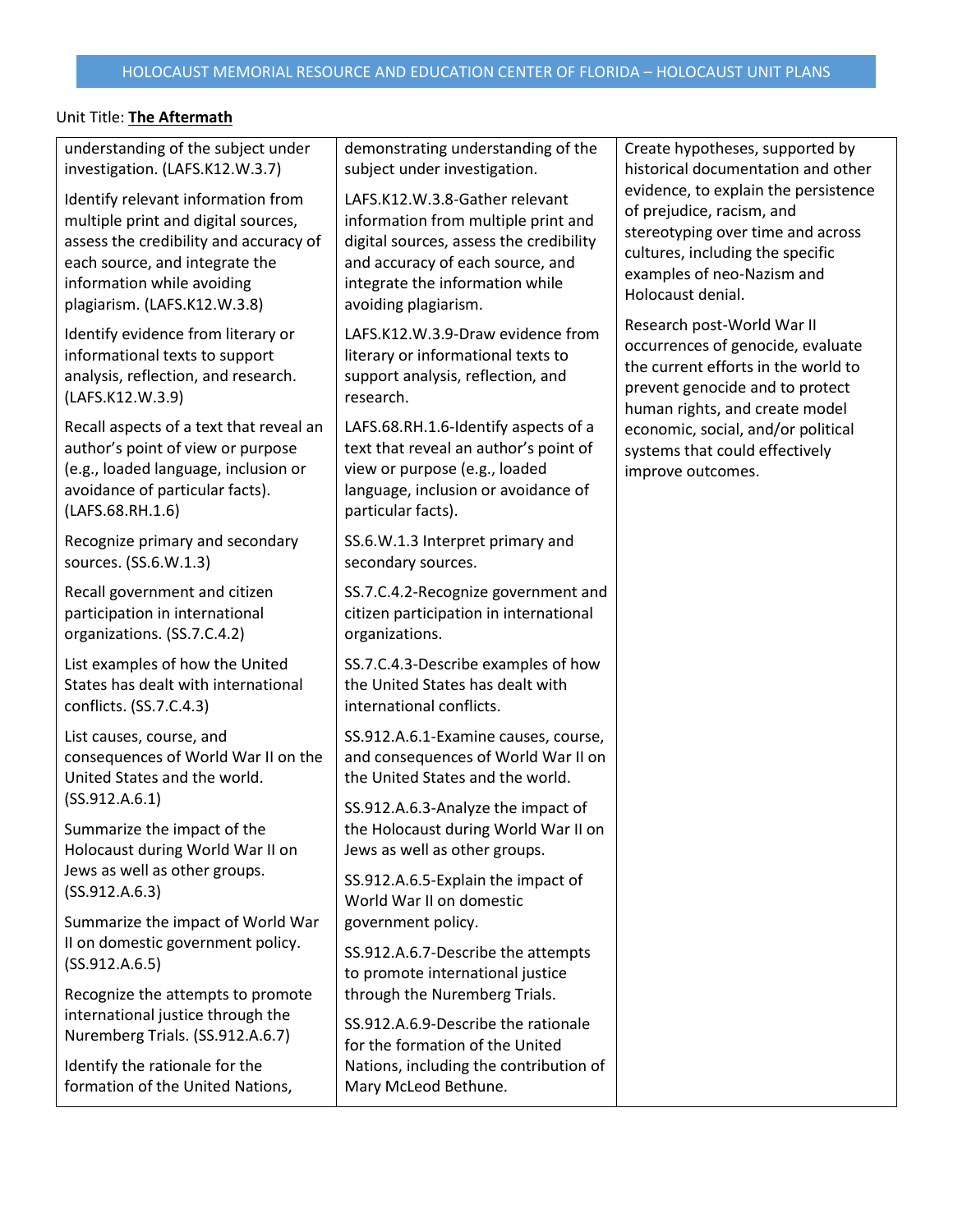Unit Title: **The Aftermath**

| | | |
|---|---|---|
| understanding of the subject under investigation. (LAFS.K12.W.3.7)<br><br>Identify relevant information from multiple print and digital sources, assess the credibility and accuracy of each source, and integrate the information while avoiding plagiarism. (LAFS.K12.W.3.8)<br><br>Identify evidence from literary or informational texts to support analysis, reflection, and research. (LAFS.K12.W.3.9)<br><br>Recall aspects of a text that reveal an author's point of view or purpose (e.g., loaded language, inclusion or avoidance of particular facts). (LAFS.68.RH.1.6)<br><br>Recognize primary and secondary sources. (SS.6.W.1.3)<br><br>Recall government and citizen participation in international organizations. (SS.7.C.4.2)<br><br>List examples of how the United States has dealt with international conflicts. (SS.7.C.4.3)<br><br>List causes, course, and consequences of World War II on the United States and the world. (SS.912.A.6.1)<br><br>Summarize the impact of the Holocaust during World War II on Jews as well as other groups. (SS.912.A.6.3)<br><br>Summarize the impact of World War II on domestic government policy. (SS.912.A.6.5)<br><br>Recognize the attempts to promote international justice through the Nuremberg Trials. (SS.912.A.6.7)<br><br>Identify the rationale for the formation of the United Nations, | demonstrating understanding of the subject under investigation.<br><br>LAFS.K12.W.3.8-Gather relevant information from multiple print and digital sources, assess the credibility and accuracy of each source, and integrate the information while avoiding plagiarism.<br><br>LAFS.K12.W.3.9-Draw evidence from literary or informational texts to support analysis, reflection, and research.<br><br>LAFS.68.RH.1.6-Identify aspects of a text that reveal an author's point of view or purpose (e.g., loaded language, inclusion or avoidance of particular facts).<br><br>SS.6.W.1.3 Interpret primary and secondary sources.<br><br>SS.7.C.4.2-Recognize government and citizen participation in international organizations.<br><br>SS.7.C.4.3-Describe examples of how the United States has dealt with international conflicts.<br><br>SS.912.A.6.1-Examine causes, course, and consequences of World War II on the United States and the world.<br><br>SS.912.A.6.3-Analyze the impact of the Holocaust during World War II on Jews as well as other groups.<br><br>SS.912.A.6.5-Explain the impact of World War II on domestic government policy.<br><br>SS.912.A.6.7-Describe the attempts to promote international justice through the Nuremberg Trials.<br><br>SS.912.A.6.9-Describe the rationale for the formation of the United Nations, including the contribution of Mary McLeod Bethune. | Create hypotheses, supported by historical documentation and other evidence, to explain the persistence of prejudice, racism, and stereotyping over time and across cultures, including the specific examples of neo-Nazism and Holocaust denial.<br><br>Research post-World War II occurrences of genocide, evaluate the current efforts in the world to prevent genocide and to protect human rights, and create model economic, social, and/or political systems that could effectively improve outcomes. |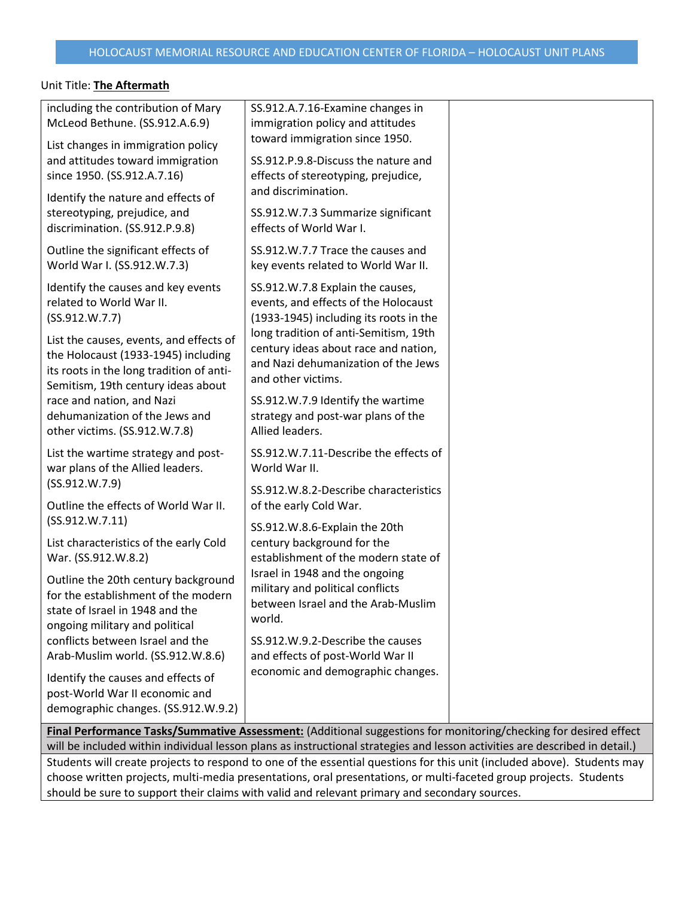Unit Title: **The Aftermath**

| | | |
|---|---|---|
| including the contribution of Mary McLeod Bethune. (SS.912.A.6.9)<br><br>List changes in immigration policy and attitudes toward immigration since 1950. (SS.912.A.7.16)<br><br>Identify the nature and effects of stereotyping, prejudice, and discrimination. (SS.912.P.9.8)<br><br>Outline the significant effects of World War I. (SS.912.W.7.3)<br><br>Identify the causes and key events related to World War II. (SS.912.W.7.7)<br><br>List the causes, events, and effects of the Holocaust (1933-1945) including its roots in the long tradition of anti-Semitism, 19th century ideas about race and nation, and Nazi dehumanization of the Jews and other victims. (SS.912.W.7.8)<br><br>List the wartime strategy and post-war plans of the Allied leaders. (SS.912.W.7.9)<br><br>Outline the effects of World War II. (SS.912.W.7.11)<br><br>List characteristics of the early Cold War. (SS.912.W.8.2)<br><br>Outline the 20th century background for the establishment of the modern state of Israel in 1948 and the ongoing military and political conflicts between Israel and the Arab-Muslim world. (SS.912.W.8.6)<br><br>Identify the causes and effects of post-World War II economic and demographic changes. (SS.912.W.9.2) | SS.912.A.7.16-Examine changes in immigration policy and attitudes toward immigration since 1950.<br><br>SS.912.P.9.8-Discuss the nature and effects of stereotyping, prejudice, and discrimination.<br><br>SS.912.W.7.3 Summarize significant effects of World War I.<br><br>SS.912.W.7.7 Trace the causes and key events related to World War II.<br><br>SS.912.W.7.8 Explain the causes, events, and effects of the Holocaust (1933-1945) including its roots in the long tradition of anti-Semitism, 19th century ideas about race and nation, and Nazi dehumanization of the Jews and other victims.<br><br>SS.912.W.7.9 Identify the wartime strategy and post-war plans of the Allied leaders.<br><br>SS.912.W.7.11-Describe the effects of World War II.<br><br>SS.912.W.8.2-Describe characteristics of the early Cold War.<br><br>SS.912.W.8.6-Explain the 20th century background for the establishment of the modern state of Israel in 1948 and the ongoing military and political conflicts between Israel and the Arab-Muslim world.<br><br>SS.912.W.9.2-Describe the causes and effects of post-World War II economic and demographic changes. | |

**Final Performance Tasks/Summative Assessment:** (Additional suggestions for monitoring/checking for desired effect will be included within individual lesson plans as instructional strategies and lesson activities are described in detail.)

Students will create projects to respond to one of the essential questions for this unit (included above). Students may choose written projects, multi-media presentations, oral presentations, or multi-faceted group projects. Students should be sure to support their claims with valid and relevant primary and secondary sources.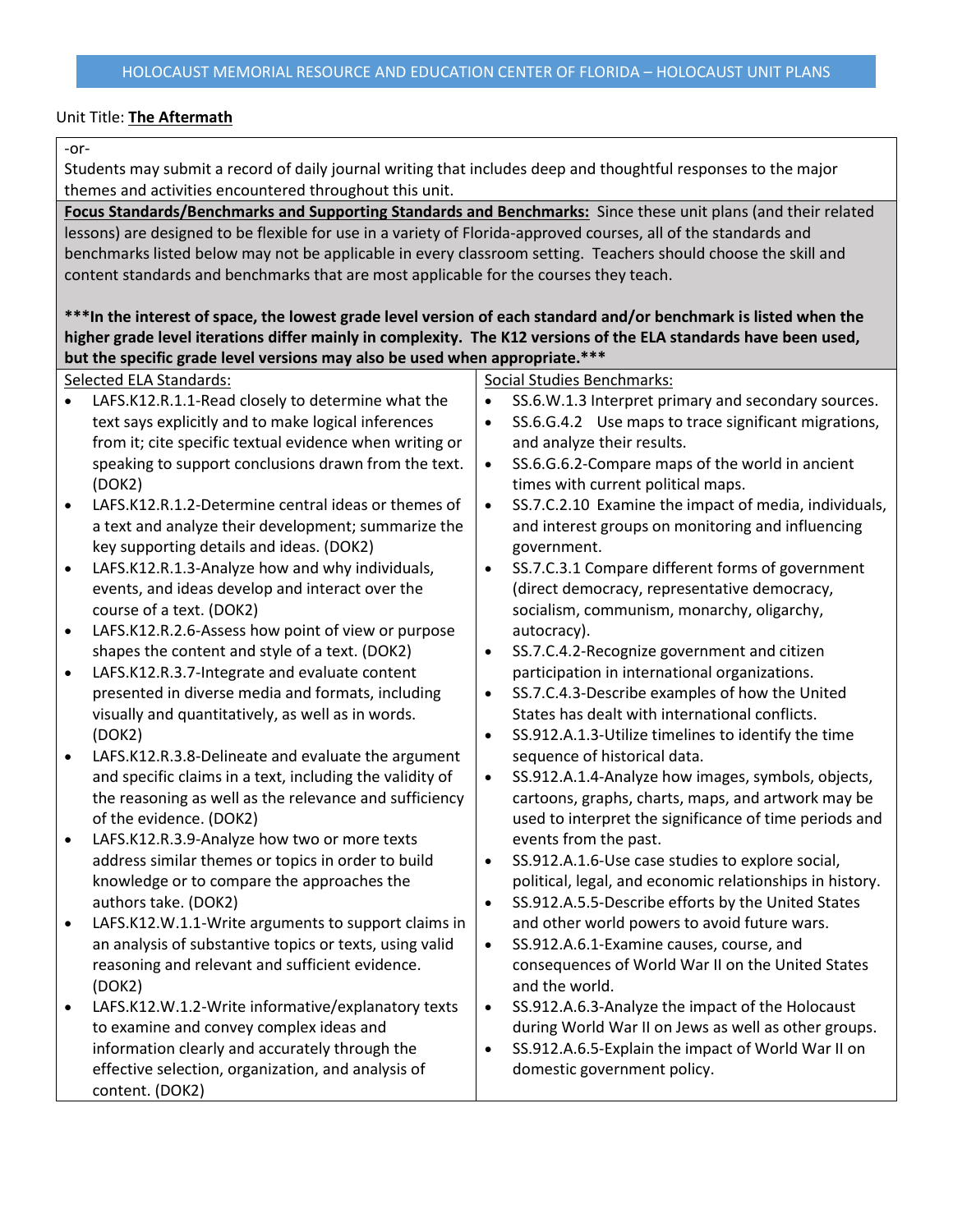Unit Title: **The Aftermath**

-or-

Students may submit a record of daily journal writing that includes deep and thoughtful responses to the major themes and activities encountered throughout this unit.

**Focus Standards/Benchmarks and Supporting Standards and Benchmarks:** Since these unit plans (and their related lessons) are designed to be flexible for use in a variety of Florida-approved courses, all of the standards and benchmarks listed below may not be applicable in every classroom setting. Teachers should choose the skill and content standards and benchmarks that are most applicable for the courses they teach.

**\*\*\*In the interest of space, the lowest grade level version of each standard and/or benchmark is listed when the higher grade level iterations differ mainly in complexity. The K12 versions of the ELA standards have been used, but the specific grade level versions may also be used when appropriate.\*\*\***

Selected ELA Standards:

- LAFS.K12.R.1.1-Read closely to determine what the text says explicitly and to make logical inferences from it; cite specific textual evidence when writing or speaking to support conclusions drawn from the text. (DOK2)
- LAFS.K12.R.1.2-Determine central ideas or themes of a text and analyze their development; summarize the key supporting details and ideas. (DOK2)
- LAFS.K12.R.1.3-Analyze how and why individuals, events, and ideas develop and interact over the course of a text. (DOK2)
- LAFS.K12.R.2.6-Assess how point of view or purpose shapes the content and style of a text. (DOK2)
- LAFS.K12.R.3.7-Integrate and evaluate content presented in diverse media and formats, including visually and quantitatively, as well as in words. (DOK2)
- LAFS.K12.R.3.8-Delineate and evaluate the argument and specific claims in a text, including the validity of the reasoning as well as the relevance and sufficiency of the evidence. (DOK2)
- LAFS.K12.R.3.9-Analyze how two or more texts address similar themes or topics in order to build knowledge or to compare the approaches the authors take. (DOK2)
- LAFS.K12.W.1.1-Write arguments to support claims in an analysis of substantive topics or texts, using valid reasoning and relevant and sufficient evidence. (DOK2)
- LAFS.K12.W.1.2-Write informative/explanatory texts to examine and convey complex ideas and information clearly and accurately through the effective selection, organization, and analysis of content. (DOK2)

Social Studies Benchmarks:

- SS.6.W.1.3 Interpret primary and secondary sources.
- SS.6.G.4.2 Use maps to trace significant migrations, and analyze their results.
- SS.6.G.6.2-Compare maps of the world in ancient times with current political maps.
- SS.7.C.2.10 Examine the impact of media, individuals, and interest groups on monitoring and influencing government.
- SS.7.C.3.1 Compare different forms of government (direct democracy, representative democracy, socialism, communism, monarchy, oligarchy, autocracy).
- SS.7.C.4.2-Recognize government and citizen participation in international organizations.
- SS.7.C.4.3-Describe examples of how the United States has dealt with international conflicts.
- SS.912.A.1.3-Utilize timelines to identify the time sequence of historical data.
- SS.912.A.1.4-Analyze how images, symbols, objects, cartoons, graphs, charts, maps, and artwork may be used to interpret the significance of time periods and events from the past.
- SS.912.A.1.6-Use case studies to explore social, political, legal, and economic relationships in history.
- SS.912.A.5.5-Describe efforts by the United States and other world powers to avoid future wars.
- SS.912.A.6.1-Examine causes, course, and consequences of World War II on the United States and the world.
- SS.912.A.6.3-Analyze the impact of the Holocaust during World War II on Jews as well as other groups.
- SS.912.A.6.5-Explain the impact of World War II on domestic government policy.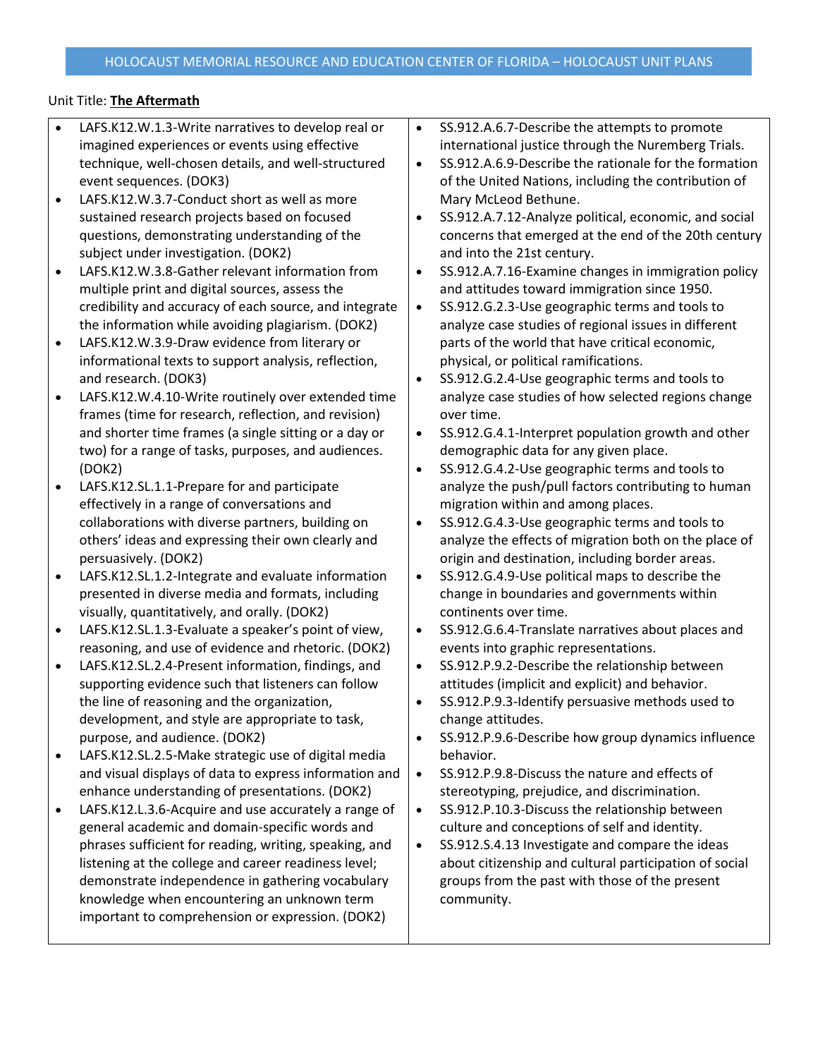Unit Title: **The Aftermath**

- LAFS.K12.W.1.3-Write narratives to develop real or imagined experiences or events using effective technique, well-chosen details, and well-structured event sequences. (DOK3)
- LAFS.K12.W.3.7-Conduct short as well as more sustained research projects based on focused questions, demonstrating understanding of the subject under investigation. (DOK2)
- LAFS.K12.W.3.8-Gather relevant information from multiple print and digital sources, assess the credibility and accuracy of each source, and integrate the information while avoiding plagiarism. (DOK2)
- LAFS.K12.W.3.9-Draw evidence from literary or informational texts to support analysis, reflection, and research. (DOK3)
- LAFS.K12.W.4.10-Write routinely over extended time frames (time for research, reflection, and revision) and shorter time frames (a single sitting or a day or two) for a range of tasks, purposes, and audiences. (DOK2)
- LAFS.K12.SL.1.1-Prepare for and participate effectively in a range of conversations and collaborations with diverse partners, building on others' ideas and expressing their own clearly and persuasively. (DOK2)
- LAFS.K12.SL.1.2-Integrate and evaluate information presented in diverse media and formats, including visually, quantitatively, and orally. (DOK2)
- LAFS.K12.SL.1.3-Evaluate a speaker's point of view, reasoning, and use of evidence and rhetoric. (DOK2)
- LAFS.K12.SL.2.4-Present information, findings, and supporting evidence such that listeners can follow the line of reasoning and the organization, development, and style are appropriate to task, purpose, and audience. (DOK2)
- LAFS.K12.SL.2.5-Make strategic use of digital media and visual displays of data to express information and enhance understanding of presentations. (DOK2)
- LAFS.K12.L.3.6-Acquire and use accurately a range of general academic and domain-specific words and phrases sufficient for reading, writing, speaking, and listening at the college and career readiness level; demonstrate independence in gathering vocabulary knowledge when encountering an unknown term important to comprehension or expression. (DOK2)
- SS.912.A.6.7-Describe the attempts to promote international justice through the Nuremberg Trials.
- SS.912.A.6.9-Describe the rationale for the formation of the United Nations, including the contribution of Mary McLeod Bethune.
- SS.912.A.7.12-Analyze political, economic, and social concerns that emerged at the end of the 20th century and into the 21st century.
- SS.912.A.7.16-Examine changes in immigration policy and attitudes toward immigration since 1950.
- SS.912.G.2.3-Use geographic terms and tools to analyze case studies of regional issues in different parts of the world that have critical economic, physical, or political ramifications.
- SS.912.G.2.4-Use geographic terms and tools to analyze case studies of how selected regions change over time.
- SS.912.G.4.1-Interpret population growth and other demographic data for any given place.
- SS.912.G.4.2-Use geographic terms and tools to analyze the push/pull factors contributing to human migration within and among places.
- SS.912.G.4.3-Use geographic terms and tools to analyze the effects of migration both on the place of origin and destination, including border areas.
- SS.912.G.4.9-Use political maps to describe the change in boundaries and governments within continents over time.
- SS.912.G.6.4-Translate narratives about places and events into graphic representations.
- SS.912.P.9.2-Describe the relationship between attitudes (implicit and explicit) and behavior.
- SS.912.P.9.3-Identify persuasive methods used to change attitudes.
- SS.912.P.9.6-Describe how group dynamics influence behavior.
- SS.912.P.9.8-Discuss the nature and effects of stereotyping, prejudice, and discrimination.
- SS.912.P.10.3-Discuss the relationship between culture and conceptions of self and identity.
- SS.912.S.4.13 Investigate and compare the ideas about citizenship and cultural participation of social groups from the past with those of the present community.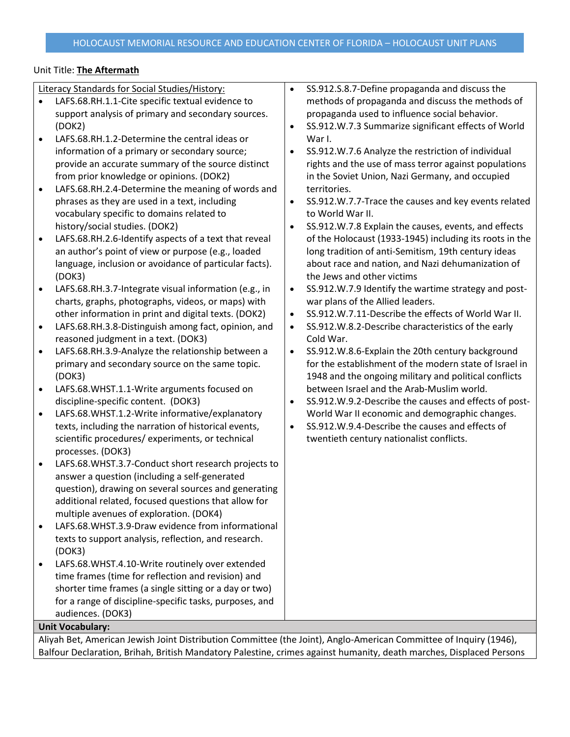Unit Title: **The Aftermath**

Literacy Standards for Social Studies/History:

- LAFS.68.RH.1.1-Cite specific textual evidence to support analysis of primary and secondary sources. (DOK2)
- LAFS.68.RH.1.2-Determine the central ideas or information of a primary or secondary source; provide an accurate summary of the source distinct from prior knowledge or opinions. (DOK2)
- LAFS.68.RH.2.4-Determine the meaning of words and phrases as they are used in a text, including vocabulary specific to domains related to history/social studies. (DOK2)
- LAFS.68.RH.2.6-Identify aspects of a text that reveal an author's point of view or purpose (e.g., loaded language, inclusion or avoidance of particular facts). (DOK3)
- LAFS.68.RH.3.7-Integrate visual information (e.g., in charts, graphs, photographs, videos, or maps) with other information in print and digital texts. (DOK2)
- LAFS.68.RH.3.8-Distinguish among fact, opinion, and reasoned judgment in a text. (DOK3)
- LAFS.68.RH.3.9-Analyze the relationship between a primary and secondary source on the same topic. (DOK3)
- LAFS.68.WHST.1.1-Write arguments focused on discipline-specific content. (DOK3)
- LAFS.68.WHST.1.2-Write informative/explanatory texts, including the narration of historical events, scientific procedures/ experiments, or technical processes. (DOK3)
- LAFS.68.WHST.3.7-Conduct short research projects to answer a question (including a self-generated question), drawing on several sources and generating additional related, focused questions that allow for multiple avenues of exploration. (DOK4)
- LAFS.68.WHST.3.9-Draw evidence from informational texts to support analysis, reflection, and research. (DOK3)
- LAFS.68.WHST.4.10-Write routinely over extended time frames (time for reflection and revision) and shorter time frames (a single sitting or a day or two) for a range of discipline-specific tasks, purposes, and audiences. (DOK3)

- SS.912.S.8.7-Define propaganda and discuss the methods of propaganda and discuss the methods of propaganda used to influence social behavior.
- SS.912.W.7.3 Summarize significant effects of World War I.
- SS.912.W.7.6 Analyze the restriction of individual rights and the use of mass terror against populations in the Soviet Union, Nazi Germany, and occupied territories.
- SS.912.W.7.7-Trace the causes and key events related to World War II.
- SS.912.W.7.8 Explain the causes, events, and effects of the Holocaust (1933-1945) including its roots in the long tradition of anti-Semitism, 19th century ideas about race and nation, and Nazi dehumanization of the Jews and other victims
- SS.912.W.7.9 Identify the wartime strategy and post-war plans of the Allied leaders.
- SS.912.W.7.11-Describe the effects of World War II.
- SS.912.W.8.2-Describe characteristics of the early Cold War.
- SS.912.W.8.6-Explain the 20th century background for the establishment of the modern state of Israel in 1948 and the ongoing military and political conflicts between Israel and the Arab-Muslim world.
- SS.912.W.9.2-Describe the causes and effects of post-World War II economic and demographic changes.
- SS.912.W.9.4-Describe the causes and effects of twentieth century nationalist conflicts.

**Unit Vocabulary:**

Aliyah Bet, American Jewish Joint Distribution Committee (the Joint), Anglo-American Committee of Inquiry (1946), Balfour Declaration, Brihah, British Mandatory Palestine, crimes against humanity, death marches, Displaced Persons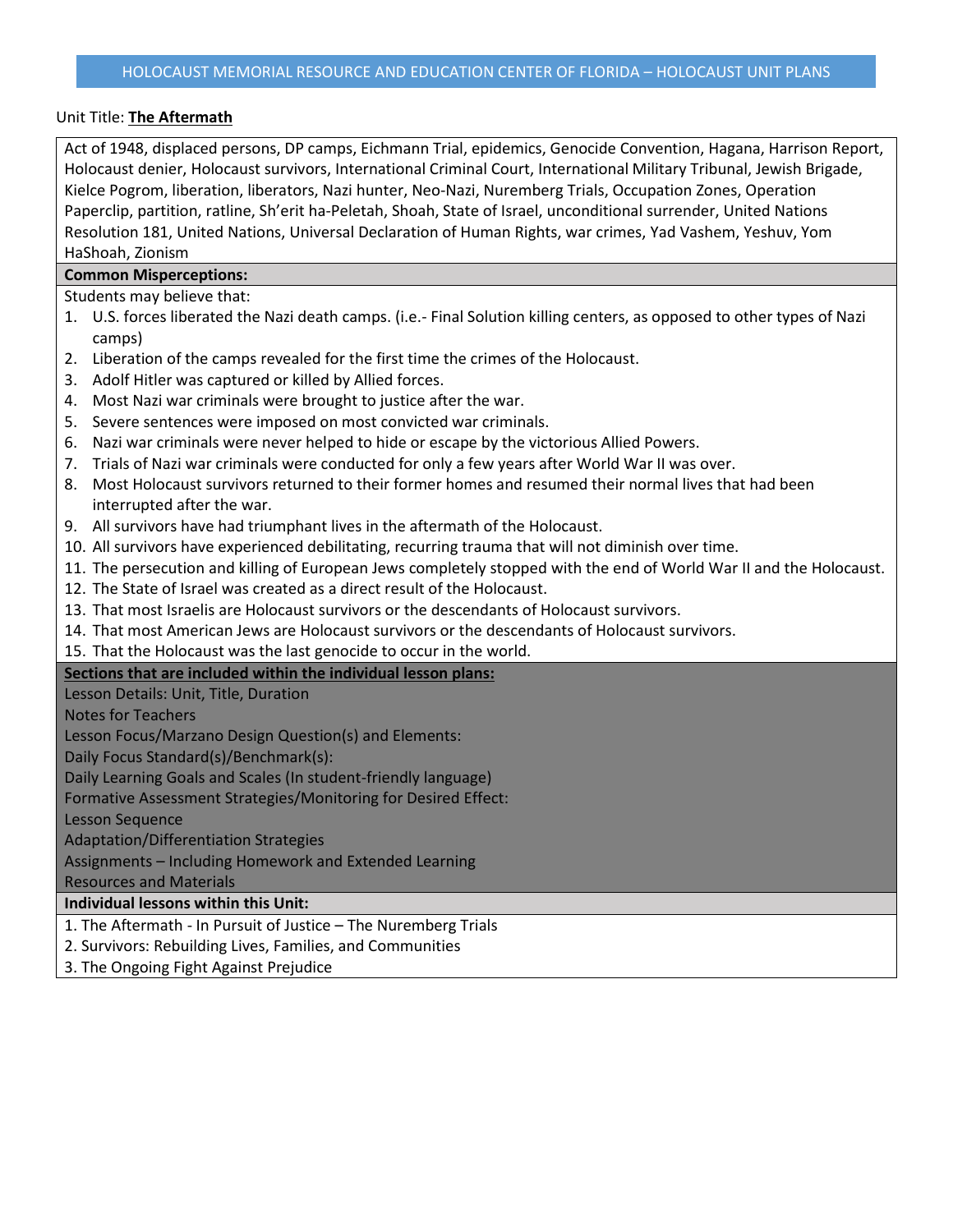Unit Title: **The Aftermath**

Act of 1948, displaced persons, DP camps, Eichmann Trial, epidemics, Genocide Convention, Hagana, Harrison Report, Holocaust denier, Holocaust survivors, International Criminal Court, International Military Tribunal, Jewish Brigade, Kielce Pogrom, liberation, liberators, Nazi hunter, Neo-Nazi, Nuremberg Trials, Occupation Zones, Operation Paperclip, partition, ratline, Sh'erit ha-Peletah, Shoah, State of Israel, unconditional surrender, United Nations Resolution 181, United Nations, Universal Declaration of Human Rights, war crimes, Yad Vashem, Yeshuv, Yom HaShoah, Zionism

**Common Misperceptions:**

Students may believe that:

1. U.S. forces liberated the Nazi death camps. (i.e.- Final Solution killing centers, as opposed to other types of Nazi camps)
2. Liberation of the camps revealed for the first time the crimes of the Holocaust.
3. Adolf Hitler was captured or killed by Allied forces.
4. Most Nazi war criminals were brought to justice after the war.
5. Severe sentences were imposed on most convicted war criminals.
6. Nazi war criminals were never helped to hide or escape by the victorious Allied Powers.
7. Trials of Nazi war criminals were conducted for only a few years after World War II was over.
8. Most Holocaust survivors returned to their former homes and resumed their normal lives that had been interrupted after the war.
9. All survivors have had triumphant lives in the aftermath of the Holocaust.
10. All survivors have experienced debilitating, recurring trauma that will not diminish over time.
11. The persecution and killing of European Jews completely stopped with the end of World War II and the Holocaust.
12. The State of Israel was created as a direct result of the Holocaust.
13. That most Israelis are Holocaust survivors or the descendants of Holocaust survivors.
14. That most American Jews are Holocaust survivors or the descendants of Holocaust survivors.
15. That the Holocaust was the last genocide to occur in the world.

**<u>Sections that are included within the individual lesson plans:</u>**

Lesson Details: Unit, Title, Duration
Notes for Teachers
Lesson Focus/Marzano Design Question(s) and Elements:
Daily Focus Standard(s)/Benchmark(s):
Daily Learning Goals and Scales (In student-friendly language)
Formative Assessment Strategies/Monitoring for Desired Effect:
Lesson Sequence
Adaptation/Differentiation Strategies
Assignments – Including Homework and Extended Learning
Resources and Materials

**Individual lessons within this Unit:**

1. The Aftermath - In Pursuit of Justice – The Nuremberg Trials
2. Survivors: Rebuilding Lives, Families, and Communities
3. The Ongoing Fight Against Prejudice